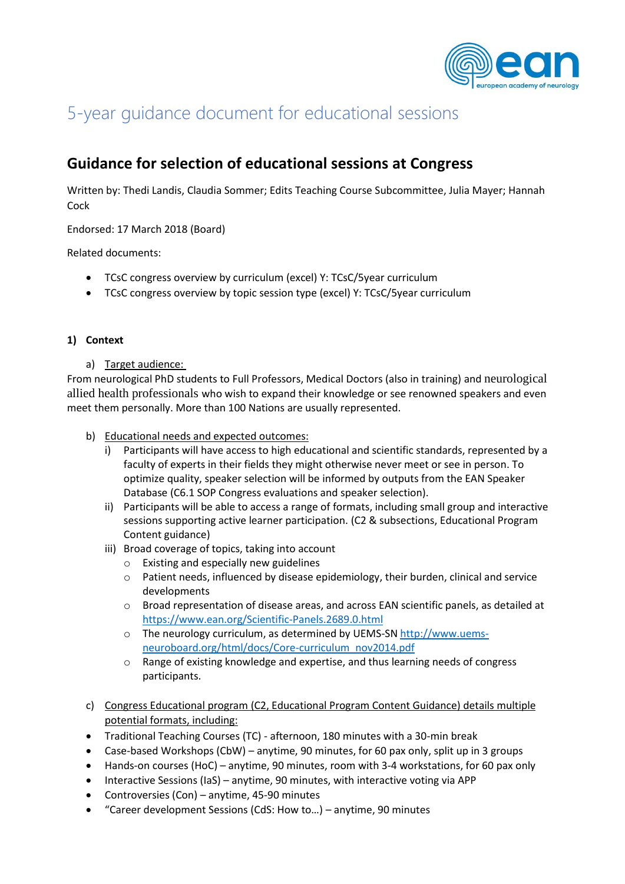# 5-year guidance document for educational sessions

## Guidance for selection of educational sessions at Congress

Written by: Thedi Landis, Claudia Sommer; Edits Teaching Course Subcommittee, Julia Mayer; Hannah Cock

Endorsed: 17 March 2018 (Board)

Related documents:

- TCsC congress overview by curriculum (excel) Y: TCsC/5year curriculum
- TCsC congress overview by topic session type (excel) Y: TCsC/5year curriculum

**1) Context**

a) Target audience:

From neurological PhD students to Full Professors, Medical Doctors (also in training) and neurological allied health professionals who wish to expand their knowledge or see renowned speakers and even meet them personally. More than 100 Nations are usually represented.

b) Educational needs and expected outcomes:

i) Participants will have access to high educational and scientific standards, represented by a faculty of experts in their fields they might otherwise never meet or see in person. To optimize quality, speaker selection will be informed by outputs from the EAN Speaker Database (C6.1 SOP Congress evaluations and speaker selection).

ii) Participants will be able to access a range of formats, including small group and interactive sessions supporting active learner participation. (C2 & subsections, Educational Program Content guidance)

iii) Broad coverage of topics, taking into account
   - Existing and especially new guidelines
   - Patient needs, influenced by disease epidemiology, their burden, clinical and service developments
   - Broad representation of disease areas, and across EAN scientific panels, as detailed at https://www.ean.org/Scientific-Panels.2689.0.html
   - The neurology curriculum, as determined by UEMS-SN http://www.uems-neuroboard.org/html/docs/Core-curriculum_nov2014.pdf
   - Range of existing knowledge and expertise, and thus learning needs of congress participants.

c) Congress Educational program (C2, Educational Program Content Guidance) details multiple potential formats, including:

- Traditional Teaching Courses (TC) - afternoon, 180 minutes with a 30-min break
- Case-based Workshops (CbW) – anytime, 90 minutes, for 60 pax only, split up in 3 groups
- Hands-on courses (HoC) – anytime, 90 minutes, room with 3-4 workstations, for 60 pax only
- Interactive Sessions (IaS) – anytime, 90 minutes, with interactive voting via APP
- Controversies (Con) – anytime, 45-90 minutes
- "Career development Sessions (CdS: How to…) – anytime, 90 minutes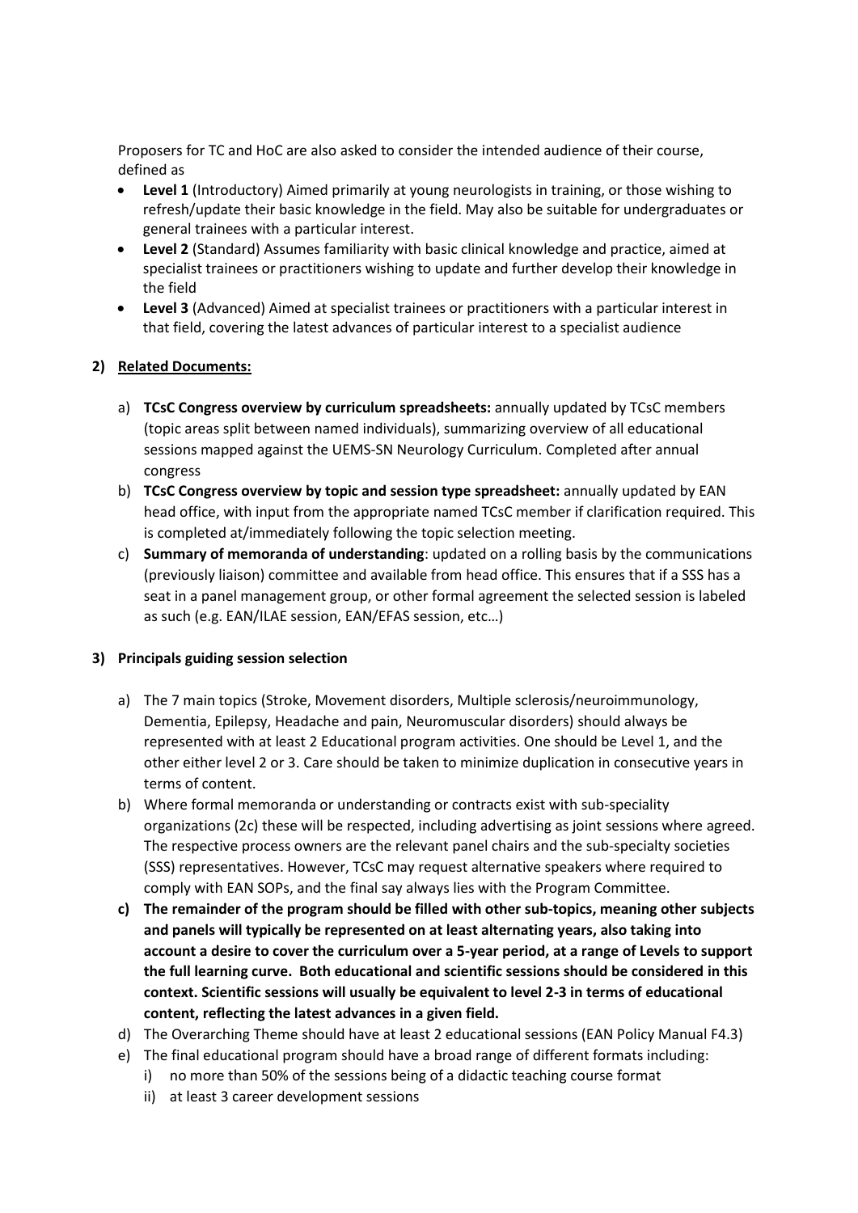Proposers for TC and HoC are also asked to consider the intended audience of their course, defined as

- **Level 1** (Introductory) Aimed primarily at young neurologists in training, or those wishing to refresh/update their basic knowledge in the field. May also be suitable for undergraduates or general trainees with a particular interest.
- **Level 2** (Standard) Assumes familiarity with basic clinical knowledge and practice, aimed at specialist trainees or practitioners wishing to update and further develop their knowledge in the field
- **Level 3** (Advanced) Aimed at specialist trainees or practitioners with a particular interest in that field, covering the latest advances of particular interest to a specialist audience

**2) Related Documents:**

a) **TCsC Congress overview by curriculum spreadsheets:** annually updated by TCsC members (topic areas split between named individuals), summarizing overview of all educational sessions mapped against the UEMS-SN Neurology Curriculum. Completed after annual congress

b) **TCsC Congress overview by topic and session type spreadsheet:** annually updated by EAN head office, with input from the appropriate named TCsC member if clarification required. This is completed at/immediately following the topic selection meeting.

c) **Summary of memoranda of understanding**: updated on a rolling basis by the communications (previously liaison) committee and available from head office. This ensures that if a SSS has a seat in a panel management group, or other formal agreement the selected session is labeled as such (e.g. EAN/ILAE session, EAN/EFAS session, etc…)

**3) Principals guiding session selection**

a) The 7 main topics (Stroke, Movement disorders, Multiple sclerosis/neuroimmunology, Dementia, Epilepsy, Headache and pain, Neuromuscular disorders) should always be represented with at least 2 Educational program activities. One should be Level 1, and the other either level 2 or 3. Care should be taken to minimize duplication in consecutive years in terms of content.

b) Where formal memoranda or understanding or contracts exist with sub-speciality organizations (2c) these will be respected, including advertising as joint sessions where agreed. The respective process owners are the relevant panel chairs and the sub-specialty societies (SSS) representatives. However, TCsC may request alternative speakers where required to comply with EAN SOPs, and the final say always lies with the Program Committee.

c) **The remainder of the program should be filled with other sub-topics, meaning other subjects and panels will typically be represented on at least alternating years, also taking into account a desire to cover the curriculum over a 5-year period, at a range of Levels to support the full learning curve. Both educational and scientific sessions should be considered in this context. Scientific sessions will usually be equivalent to level 2-3 in terms of educational content, reflecting the latest advances in a given field.**

d) The Overarching Theme should have at least 2 educational sessions (EAN Policy Manual F4.3)

e) The final educational program should have a broad range of different formats including:

   i) no more than 50% of the sessions being of a didactic teaching course format

   ii) at least 3 career development sessions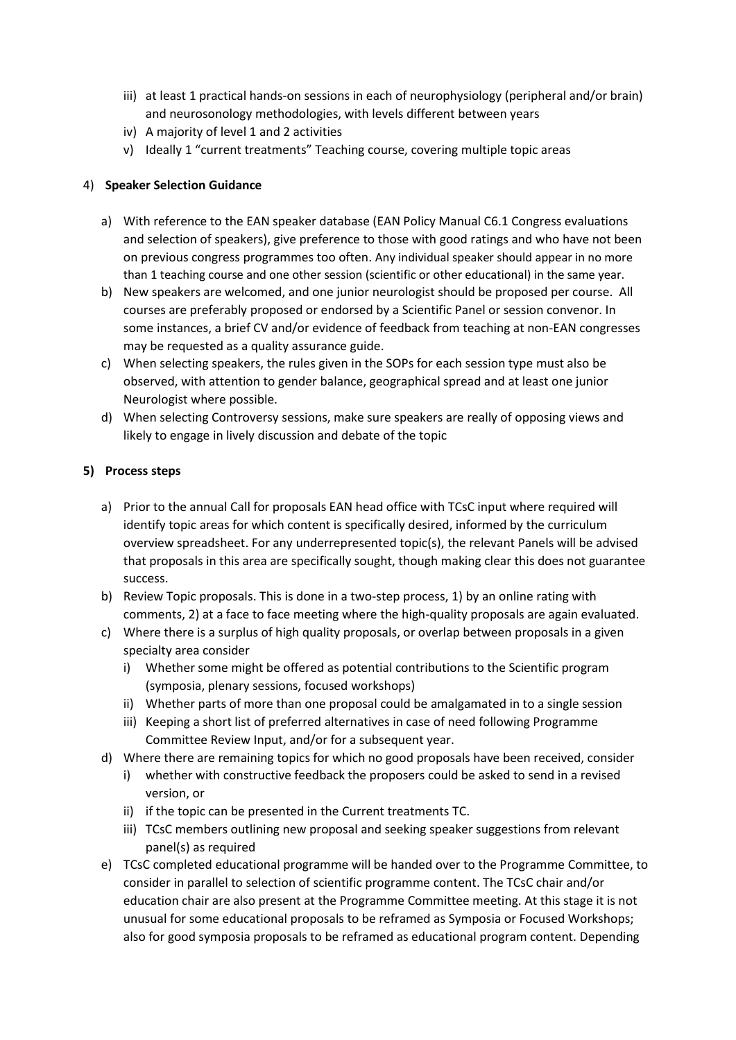iii) at least 1 practical hands-on sessions in each of neurophysiology (peripheral and/or brain) and neurosonology methodologies, with levels different between years
iv) A majority of level 1 and 2 activities
v) Ideally 1 "current treatments" Teaching course, covering multiple topic areas

4) **Speaker Selection Guidance**

a) With reference to the EAN speaker database (EAN Policy Manual C6.1 Congress evaluations and selection of speakers), give preference to those with good ratings and who have not been on previous congress programmes too often. Any individual speaker should appear in no more than 1 teaching course and one other session (scientific or other educational) in the same year.
b) New speakers are welcomed, and one junior neurologist should be proposed per course. All courses are preferably proposed or endorsed by a Scientific Panel or session convenor. In some instances, a brief CV and/or evidence of feedback from teaching at non-EAN congresses may be requested as a quality assurance guide.
c) When selecting speakers, the rules given in the SOPs for each session type must also be observed, with attention to gender balance, geographical spread and at least one junior Neurologist where possible.
d) When selecting Controversy sessions, make sure speakers are really of opposing views and likely to engage in lively discussion and debate of the topic

**5) Process steps**

a) Prior to the annual Call for proposals EAN head office with TCsC input where required will identify topic areas for which content is specifically desired, informed by the curriculum overview spreadsheet. For any underrepresented topic(s), the relevant Panels will be advised that proposals in this area are specifically sought, though making clear this does not guarantee success.
b) Review Topic proposals. This is done in a two-step process, 1) by an online rating with comments, 2) at a face to face meeting where the high-quality proposals are again evaluated.
c) Where there is a surplus of high quality proposals, or overlap between proposals in a given specialty area consider
   i) Whether some might be offered as potential contributions to the Scientific program (symposia, plenary sessions, focused workshops)
   ii) Whether parts of more than one proposal could be amalgamated in to a single session
   iii) Keeping a short list of preferred alternatives in case of need following Programme Committee Review Input, and/or for a subsequent year.
d) Where there are remaining topics for which no good proposals have been received, consider
   i) whether with constructive feedback the proposers could be asked to send in a revised version, or
   ii) if the topic can be presented in the Current treatments TC.
   iii) TCsC members outlining new proposal and seeking speaker suggestions from relevant panel(s) as required
e) TCsC completed educational programme will be handed over to the Programme Committee, to consider in parallel to selection of scientific programme content. The TCsC chair and/or education chair are also present at the Programme Committee meeting. At this stage it is not unusual for some educational proposals to be reframed as Symposia or Focused Workshops; also for good symposia proposals to be reframed as educational program content. Depending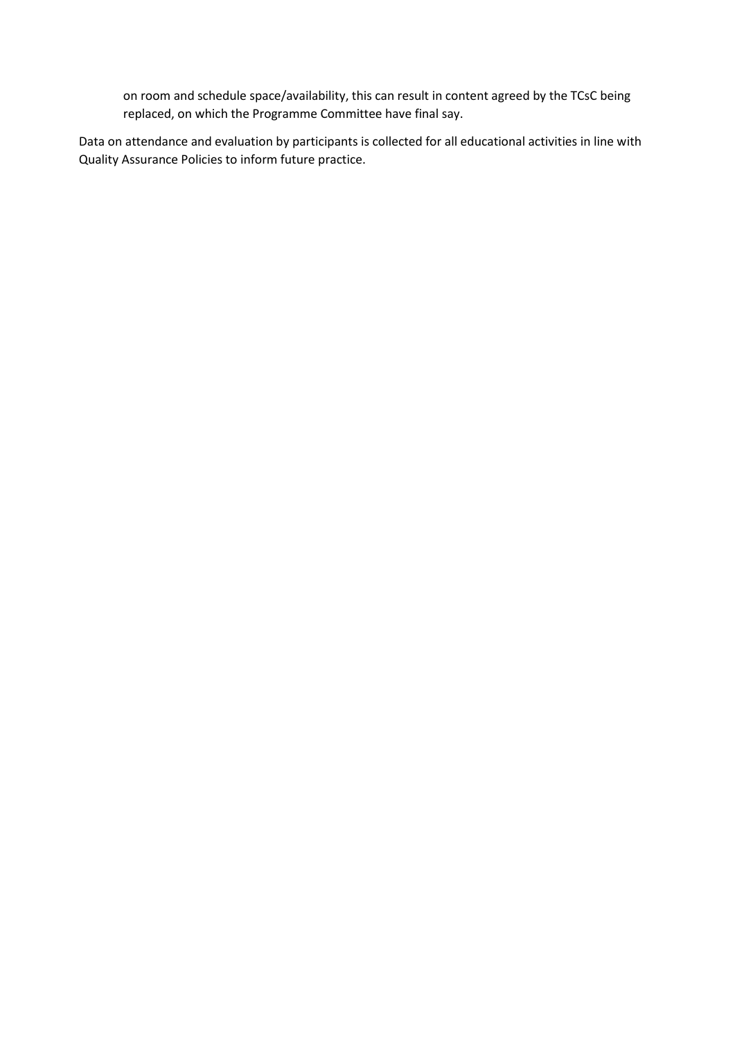on room and schedule space/availability, this can result in content agreed by the TCsC being replaced, on which the Programme Committee have final say.

Data on attendance and evaluation by participants is collected for all educational activities in line with Quality Assurance Policies to inform future practice.